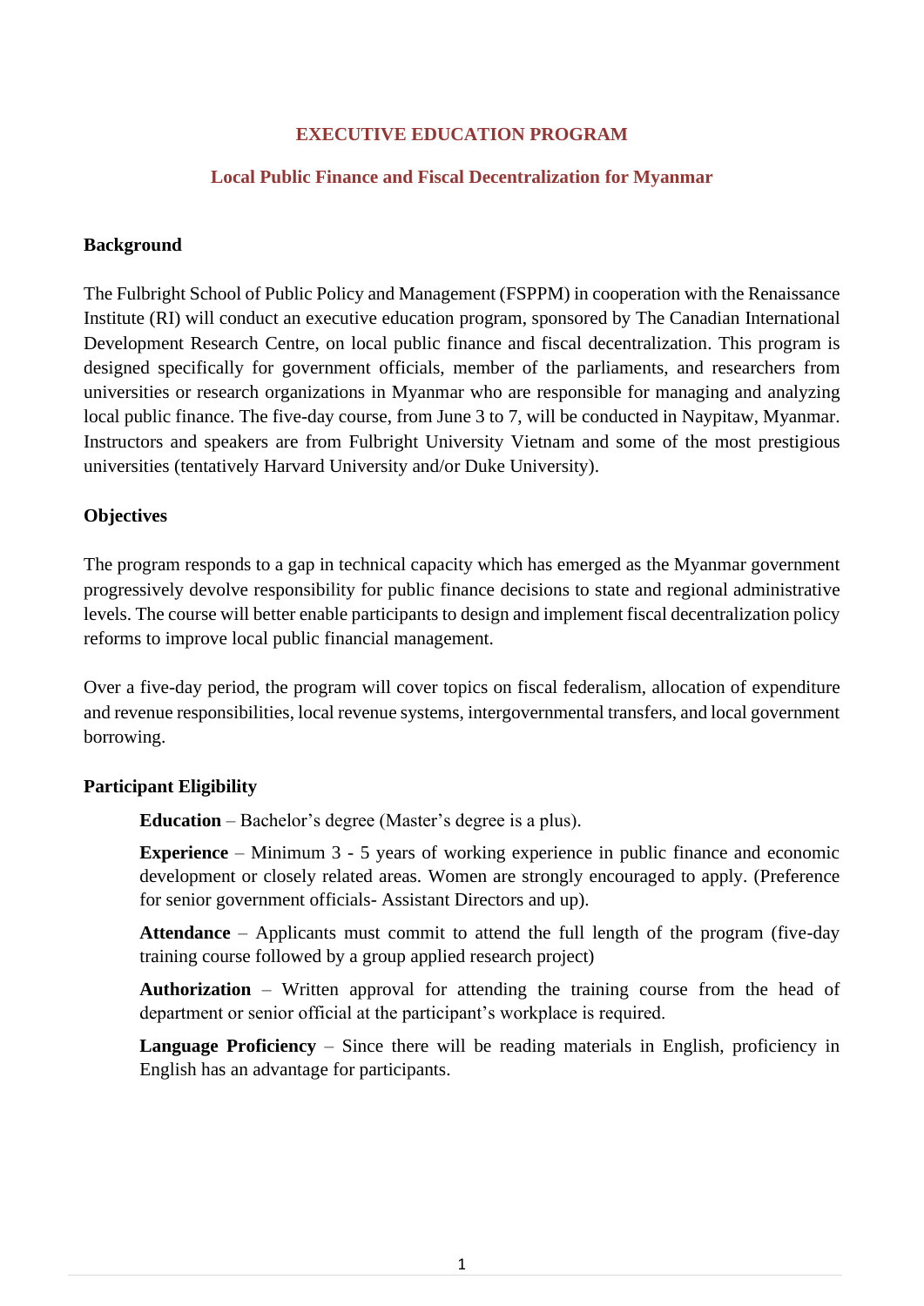# EXECUTIVE EDUCATION PROGRAM

## Local Public Finance and Fiscal Decentralization for Myanmar

### Background

The Fulbright School of Public Policy and Management (FSPPM) in cooperation with the Renaissance Institute (RI) will conduct an executive education program, sponsored by The Canadian International Development Research Centre, on local public finance and fiscal decentralization. This program is designed specifically for government officials, member of the parliaments, and researchers from universities or research organizations in Myanmar who are responsible for managing and analyzing local public finance. The five-day course, from June 3 to 7, will be conducted in Naypitaw, Myanmar. Instructors and speakers are from Fulbright University Vietnam and some of the most prestigious universities (tentatively Harvard University and/or Duke University).

### Objectives

The program responds to a gap in technical capacity which has emerged as the Myanmar government progressively devolve responsibility for public finance decisions to state and regional administrative levels. The course will better enable participants to design and implement fiscal decentralization policy reforms to improve local public financial management.

Over a five-day period, the program will cover topics on fiscal federalism, allocation of expenditure and revenue responsibilities, local revenue systems, intergovernmental transfers, and local government borrowing.

### Participant Eligibility

**Education** – Bachelor's degree (Master's degree is a plus).

**Experience** – Minimum 3 - 5 years of working experience in public finance and economic development or closely related areas. Women are strongly encouraged to apply. (Preference for senior government officials- Assistant Directors and up).

**Attendance** – Applicants must commit to attend the full length of the program (five-day training course followed by a group applied research project)

**Authorization** – Written approval for attending the training course from the head of department or senior official at the participant's workplace is required.

**Language Proficiency** – Since there will be reading materials in English, proficiency in English has an advantage for participants.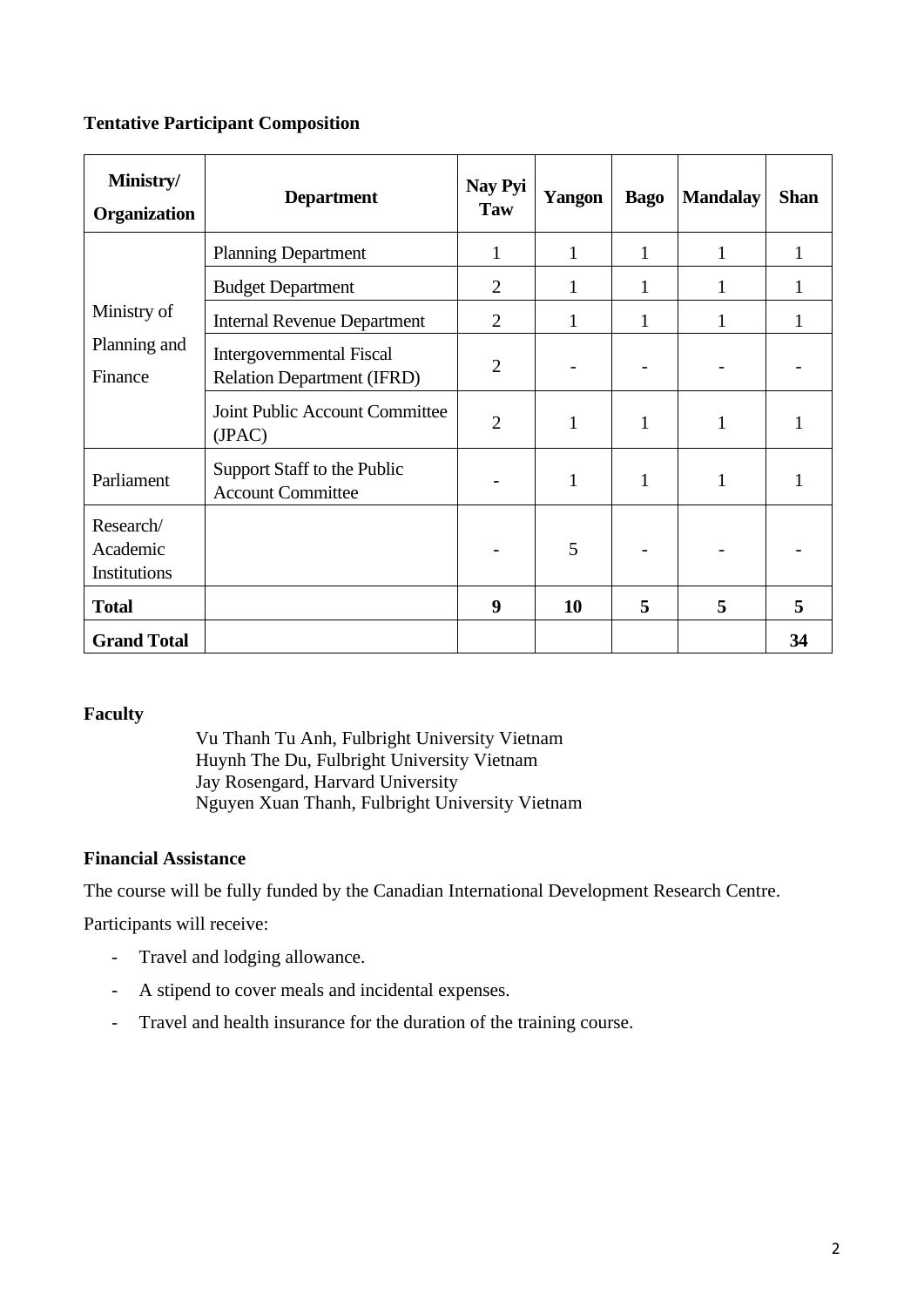**Tentative Participant Composition**

| Ministry/ Organization | Department | Nay Pyi Taw | Yangon | Bago | Mandalay | Shan |
|---|---|---|---|---|---|---|
| Ministry of Planning and Finance | Planning Department | 1 | 1 | 1 | 1 | 1 |
| | Budget Department | 2 | 1 | 1 | 1 | 1 |
| | Internal Revenue Department | 2 | 1 | 1 | 1 | 1 |
| | Intergovernmental Fiscal Relation Department (IFRD) | 2 | - | - | - | - |
| | Joint Public Account Committee (JPAC) | 2 | 1 | 1 | 1 | 1 |
| Parliament | Support Staff to the Public Account Committee | - | 1 | 1 | 1 | 1 |
| Research/ Academic Institutions | | - | 5 | - | - | - |
| **Total** | | **9** | **10** | **5** | **5** | **5** |
| **Grand Total** | | | | | | **34** |

**Faculty**

Vu Thanh Tu Anh, Fulbright University Vietnam
Huynh The Du, Fulbright University Vietnam
Jay Rosengard, Harvard University
Nguyen Xuan Thanh, Fulbright University Vietnam

**Financial Assistance**

The course will be fully funded by the Canadian International Development Research Centre.

Participants will receive:

- Travel and lodging allowance.
- A stipend to cover meals and incidental expenses.
- Travel and health insurance for the duration of the training course.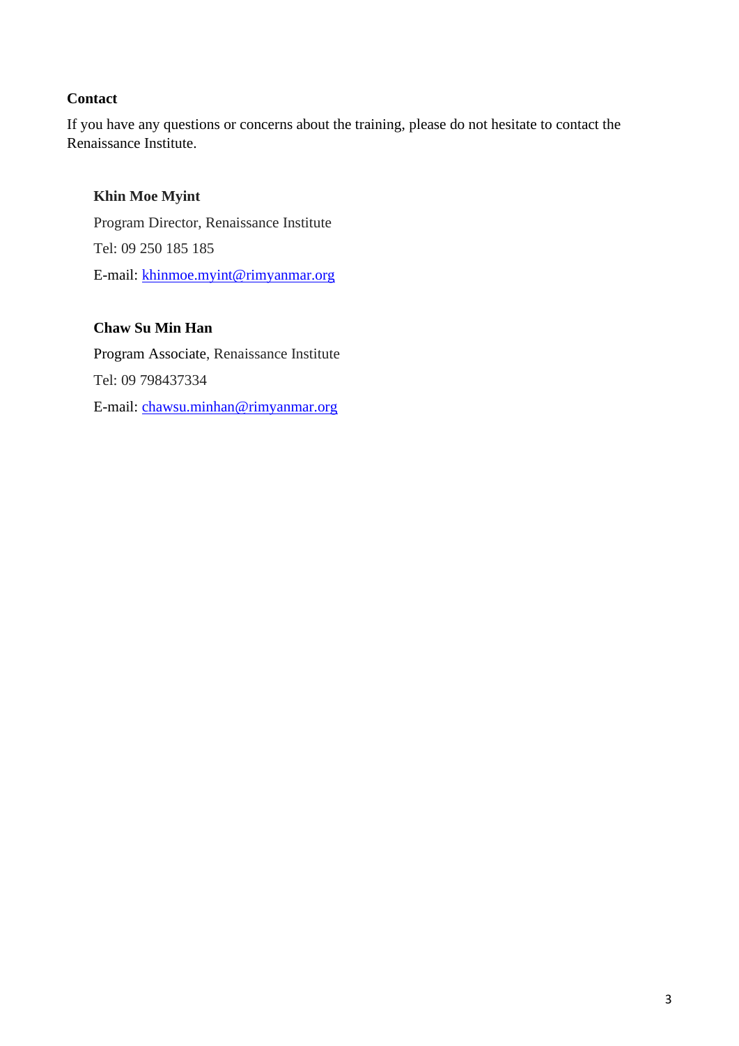**Contact**

If you have any questions or concerns about the training, please do not hesitate to contact the Renaissance Institute.

**Khin Moe Myint**

Program Director, Renaissance Institute

Tel: 09 250 185 185

E-mail: khinmoe.myint@rimyanmar.org

**Chaw Su Min Han**

Program Associate, Renaissance Institute

Tel: 09 798437334

E-mail: chawsu.minhan@rimyanmar.org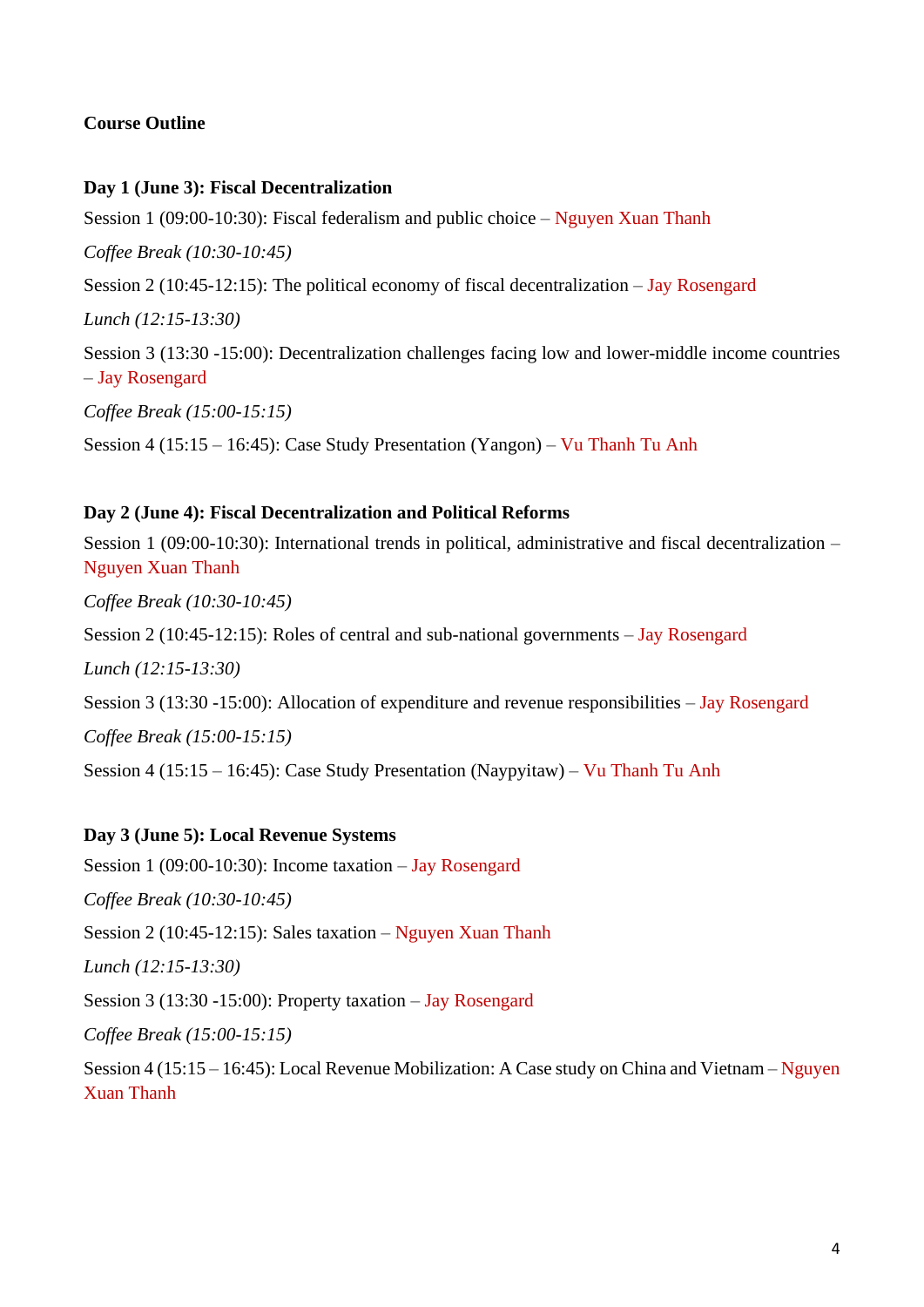**Course Outline**

**Day 1 (June 3): Fiscal Decentralization**

Session 1 (09:00-10:30): Fiscal federalism and public choice – Nguyen Xuan Thanh

*Coffee Break (10:30-10:45)*

Session 2 (10:45-12:15): The political economy of fiscal decentralization – Jay Rosengard

*Lunch (12:15-13:30)*

Session 3 (13:30 -15:00): Decentralization challenges facing low and lower-middle income countries – Jay Rosengard

*Coffee Break (15:00-15:15)*

Session 4 (15:15 – 16:45): Case Study Presentation (Yangon) – Vu Thanh Tu Anh

**Day 2 (June 4): Fiscal Decentralization and Political Reforms**

Session 1 (09:00-10:30): International trends in political, administrative and fiscal decentralization – Nguyen Xuan Thanh

*Coffee Break (10:30-10:45)*

Session 2 (10:45-12:15): Roles of central and sub-national governments – Jay Rosengard

*Lunch (12:15-13:30)*

Session 3 (13:30 -15:00): Allocation of expenditure and revenue responsibilities – Jay Rosengard

*Coffee Break (15:00-15:15)*

Session 4 (15:15 – 16:45): Case Study Presentation (Naypyitaw) – Vu Thanh Tu Anh

**Day 3 (June 5): Local Revenue Systems**

Session 1 (09:00-10:30): Income taxation – Jay Rosengard

*Coffee Break (10:30-10:45)*

Session 2 (10:45-12:15): Sales taxation – Nguyen Xuan Thanh

*Lunch (12:15-13:30)*

Session 3 (13:30 -15:00): Property taxation – Jay Rosengard

*Coffee Break (15:00-15:15)*

Session 4 (15:15 – 16:45): Local Revenue Mobilization: A Case study on China and Vietnam – Nguyen Xuan Thanh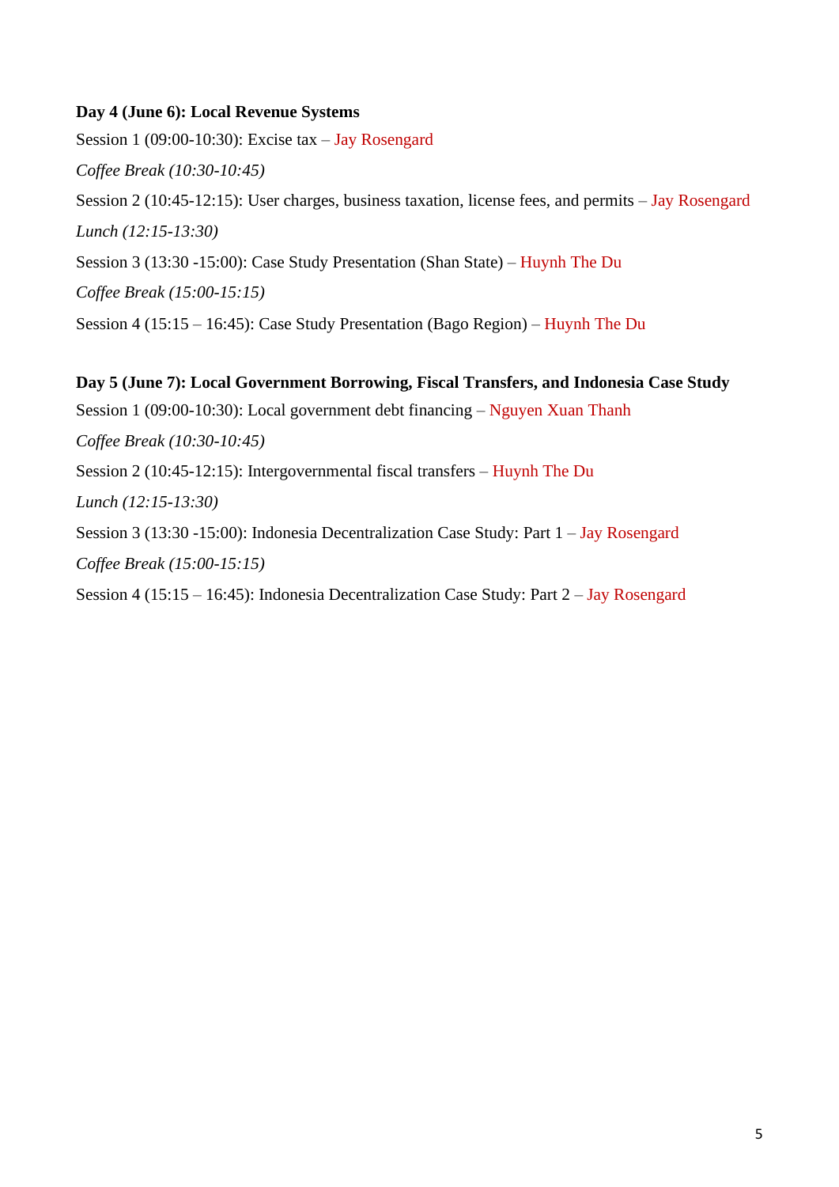**Day 4 (June 6): Local Revenue Systems**

Session 1 (09:00-10:30): Excise tax – Jay Rosengard

*Coffee Break (10:30-10:45)*

Session 2 (10:45-12:15): User charges, business taxation, license fees, and permits – Jay Rosengard

*Lunch (12:15-13:30)*

Session 3 (13:30 -15:00): Case Study Presentation (Shan State) – Huynh The Du

*Coffee Break (15:00-15:15)*

Session 4 (15:15 – 16:45): Case Study Presentation (Bago Region) – Huynh The Du

**Day 5 (June 7): Local Government Borrowing, Fiscal Transfers, and Indonesia Case Study**

Session 1 (09:00-10:30): Local government debt financing – Nguyen Xuan Thanh

*Coffee Break (10:30-10:45)*

Session 2 (10:45-12:15): Intergovernmental fiscal transfers – Huynh The Du

*Lunch (12:15-13:30)*

Session 3 (13:30 -15:00): Indonesia Decentralization Case Study: Part 1 – Jay Rosengard

*Coffee Break (15:00-15:15)*

Session 4 (15:15 – 16:45): Indonesia Decentralization Case Study: Part 2 – Jay Rosengard